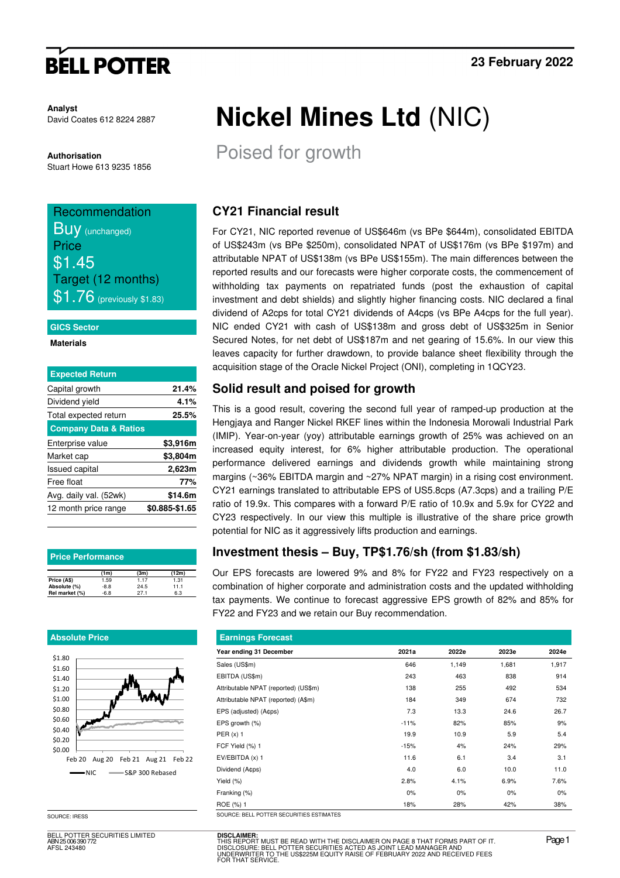**BELL POTTER**

23 February 2022

**Analyst**
David Coates 612 8224 2887

**Authorisation**
Stuart Howe 613 9235 1856

# Nickel Mines Ltd (NIC)

## Poised for growth

Recommendation
Buy (unchanged)
Price
$1.45
Target (12 months)
$1.76 (previously $1.83)

**GICS Sector**

**Materials**

| Expected Return | |
|---|---|
| Capital growth | 21.4% |
| Dividend yield | 4.1% |
| Total expected return | 25.5% |
| **Company Data & Ratios** | |
| Enterprise value | $3,916m |
| Market cap | $3,804m |
| Issued capital | 2,623m |
| Free float | 77% |
| Avg. daily val. (52wk) | $14.6m |
| 12 month price range | $0.885-$1.65 |

**Price Performance**

| | (1m) | (3m) | (12m) |
|---|---|---|---|
| Price (A$) | 1.59 | 1.17 | 1.31 |
| Absolute (%) | -8.8 | 24.5 | 11.1 |
| Rel market (%) | -6.8 | 27.1 | 6.3 |

**Absolute Price**

SOURCE: IRESS

## CY21 Financial result

For CY21, NIC reported revenue of US$646m (vs BPe $644m), consolidated EBITDA of US$243m (vs BPe $250m), consolidated NPAT of US$176m (vs BPe $197m) and attributable NPAT of US$138m (vs BPe US$155m). The main differences between the reported results and our forecasts were higher corporate costs, the commencement of withholding tax payments on repatriated funds (post the exhaustion of capital investment and debt shields) and slightly higher financing costs. NIC declared a final dividend of A2cps for total CY21 dividends of A4cps (vs BPe A4cps for the full year). NIC ended CY21 with cash of US$138m and gross debt of US$325m in Senior Secured Notes, for net debt of US$187m and net gearing of 15.6%. In our view this leaves capacity for further drawdown, to provide balance sheet flexibility through the acquisition stage of the Oracle Nickel Project (ONI), completing in 1QCY23.

## Solid result and poised for growth

This is a good result, covering the second full year of ramped-up production at the Hengjaya and Ranger Nickel RKEF lines within the Indonesia Morowali Industrial Park (IMIP). Year-on-year (yoy) attributable earnings growth of 25% was achieved on an increased equity interest, for 6% higher attributable production. The operational performance delivered earnings and dividends growth while maintaining strong margins (~36% EBITDA margin and ~27% NPAT margin) in a rising cost environment. CY21 earnings translated to attributable EPS of US5.8cps (A7.3cps) and a trailing P/E ratio of 19.9x. This compares with a forward P/E ratio of 10.9x and 5.9x for CY22 and CY23 respectively. In our view this multiple is illustrative of the share price growth potential for NIC as it aggressively lifts production and earnings.

## Investment thesis – Buy, TP$1.76/sh (from $1.83/sh)

Our EPS forecasts are lowered 9% and 8% for FY22 and FY23 respectively on a combination of higher corporate and administration costs and the updated withholding tax payments. NIC declared a final dividend... We continue to forecast aggressive EPS growth of 82% and 85% for FY22 and FY23 and we retain our Buy recommendation.

**Earnings Forecast**

| Year ending 31 December | 2021a | 2022e | 2023e | 2024e |
|---|---|---|---|---|
| Sales (US$m) | 646 | 1,149 | 1,681 | 1,917 |
| EBITDA (US$m) | 243 | 463 | 838 | 914 |
| Attributable NPAT (reported) (US$m) | 138 | 255 | 492 | 534 |
| Attributable NPAT (reported) (A$m) | 184 | 349 | 674 | 732 |
| EPS (adjusted) (A¢ps) | 7.3 | 13.3 | 24.6 | 26.7 |
| EPS growth (%) | -11% | 82% | 85% | 9% |
| PER (x) 1 | 19.9 | 10.9 | 5.9 | 5.4 |
| FCF Yield (%) 1 | -15% | 4% | 24% | 29% |
| EV/EBITDA (x) 1 | 11.6 | 6.1 | 3.4 | 3.1 |
| Dividend (A¢ps) | 4.0 | 6.0 | 10.0 | 11.0 |
| Yield (%) | 2.8% | 4.1% | 6.9% | 7.6% |
| Franking (%) | 0% | 0% | 0% | 0% |
| ROE (%) 1 | 18% | 28% | 42% | 38% |

SOURCE: BELL POTTER SECURITIES ESTIMATES

BELL POTTER SECURITIES LIMITED
ABN 25 006 390 772
AFSL 243480

**DISCLAIMER:**
THIS REPORT MUST BE READ WITH THE DISCLAIMER ON PAGE 8 THAT FORMS PART OF IT.
DISCLOSURE: BELL POTTER SECURITIES ACTED AS JOINT LEAD MANAGER AND UNDERWRITER TO THE US$225M EQUITY RAISE OF FEBRUARY 2022 AND RECEIVED FEES FOR THAT SERVICE.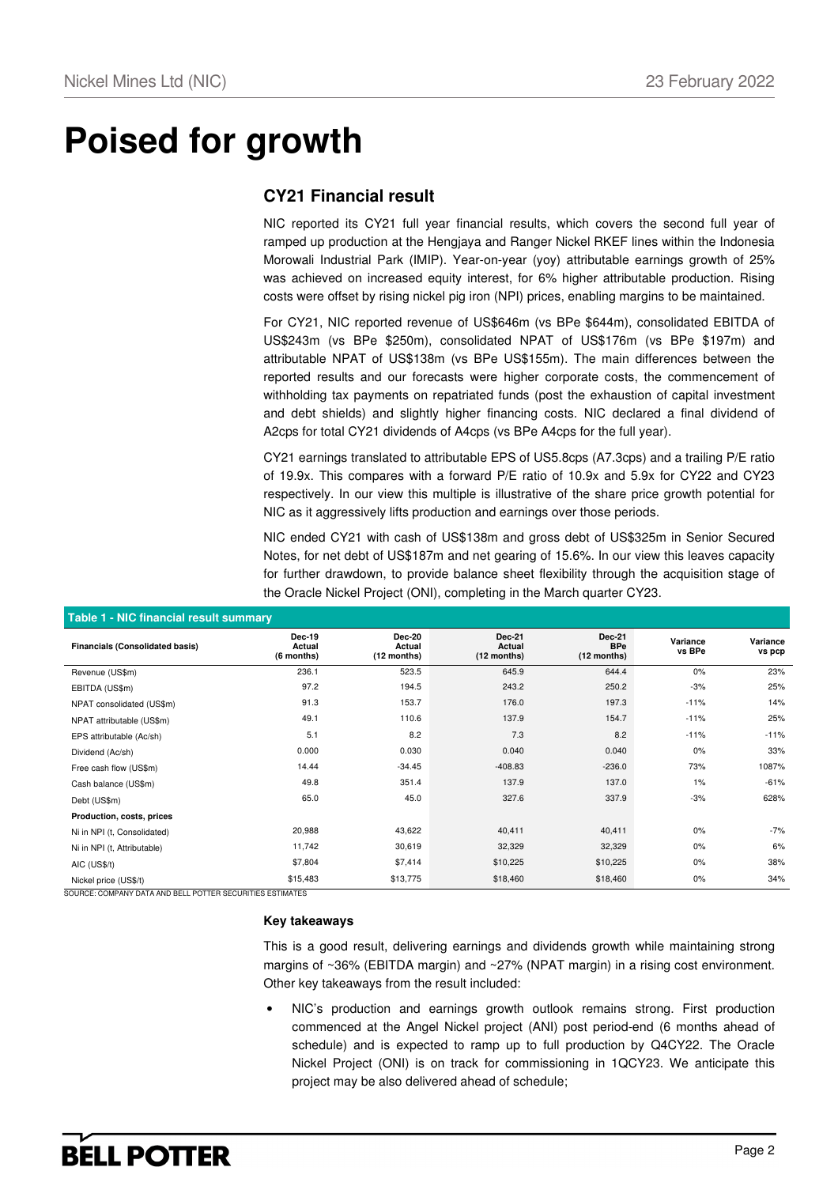# Poised for growth

## CY21 Financial result

NIC reported its CY21 full year financial results, which covers the second full year of ramped up production at the Hengjaya and Ranger Nickel RKEF lines within the Indonesia Morowali Industrial Park (IMIP). Year-on-year (yoy) attributable earnings growth of 25% was achieved on increased equity interest, for 6% higher attributable production. Rising costs were offset by rising nickel pig iron (NPI) prices, enabling margins to be maintained.

For CY21, NIC reported revenue of US$646m (vs BPe $644m), consolidated EBITDA of US$243m (vs BPe $250m), consolidated NPAT of US$176m (vs BPe $197m) and attributable NPAT of US$138m (vs BPe US$155m). The main differences between the reported results and our forecasts were higher corporate costs, the commencement of withholding tax payments on repatriated funds (post the exhaustion of capital investment and debt shields) and slightly higher financing costs. NIC declared a final dividend of A2cps for total CY21 dividends of A4cps (vs BPe A4cps for the full year).

CY21 earnings translated to attributable EPS of US5.8cps (A7.3cps) and a trailing P/E ratio of 19.9x. This compares with a forward P/E ratio of 10.9x and 5.9x for CY22 and CY23 respectively. In our view this multiple is illustrative of the share price growth potential for NIC as it aggressively lifts production and earnings over those periods.

NIC ended CY21 with cash of US$138m and gross debt of US$325m in Senior Secured Notes, for net debt of US$187m and net gearing of 15.6%. In our view this leaves capacity for further drawdown, to provide balance sheet flexibility through the acquisition stage of the Oracle Nickel Project (ONI), completing in the March quarter CY23.

**Table 1 - NIC financial result summary**

| Financials (Consolidated basis) | Dec-19 Actual (6 months) | Dec-20 Actual (12 months) | Dec-21 Actual (12 months) | Dec-21 BPe (12 months) | Variance vs BPe | Variance vs pcp |
|---|---|---|---|---|---|---|
| Revenue (US$m) | 236.1 | 523.5 | 645.9 | 644.4 | 0% | 23% |
| EBITDA (US$m) | 97.2 | 194.5 | 243.2 | 250.2 | -3% | 25% |
| NPAT consolidated (US$m) | 91.3 | 153.7 | 176.0 | 197.3 | -11% | 14% |
| NPAT attributable (US$m) | 49.1 | 110.6 | 137.9 | 154.7 | -11% | 25% |
| EPS attributable (Ac/sh) | 5.1 | 8.2 | 7.3 | 8.2 | -11% | -11% |
| Dividend (Ac/sh) | 0.000 | 0.030 | 0.040 | 0.040 | 0% | 33% |
| Free cash flow (US$m) | 14.44 | -34.45 | -408.83 | -236.0 | 73% | 1087% |
| Cash balance (US$m) | 49.8 | 351.4 | 137.9 | 137.0 | 1% | -61% |
| Debt (US$m) | 65.0 | 45.0 | 327.6 | 337.9 | -3% | 628% |
| **Production, costs, prices** | | | | | | |
| Ni in NPI (t, Consolidated) | 20,988 | 43,622 | 40,411 | 40,411 | 0% | -7% |
| Ni in NPI (t, Attributable) | 11,742 | 30,619 | 32,329 | 32,329 | 0% | 6% |
| AIC (US$/t) | $7,804 | $7,414 | $10,225 | $10,225 | 0% | 38% |
| Nickel price (US$/t) | $15,483 | $13,775 | $18,460 | $18,460 | 0% | 34% |

SOURCE: COMPANY DATA AND BELL POTTER SECURITIES ESTIMATES

**Key takeaways**

This is a good result, delivering earnings and dividends growth while maintaining strong margins of ~36% (EBITDA margin) and ~27% (NPAT margin) in a rising cost environment. Other key takeaways from the result included:

- NIC's production and earnings growth outlook remains strong. First production commenced at the Angel Nickel project (ANI) post period-end (6 months ahead of schedule) and is expected to ramp up to full production by Q4CY22. The Oracle Nickel Project (ONI) is on track for commissioning in 1QCY23. We anticipate this project may be also delivered ahead of schedule;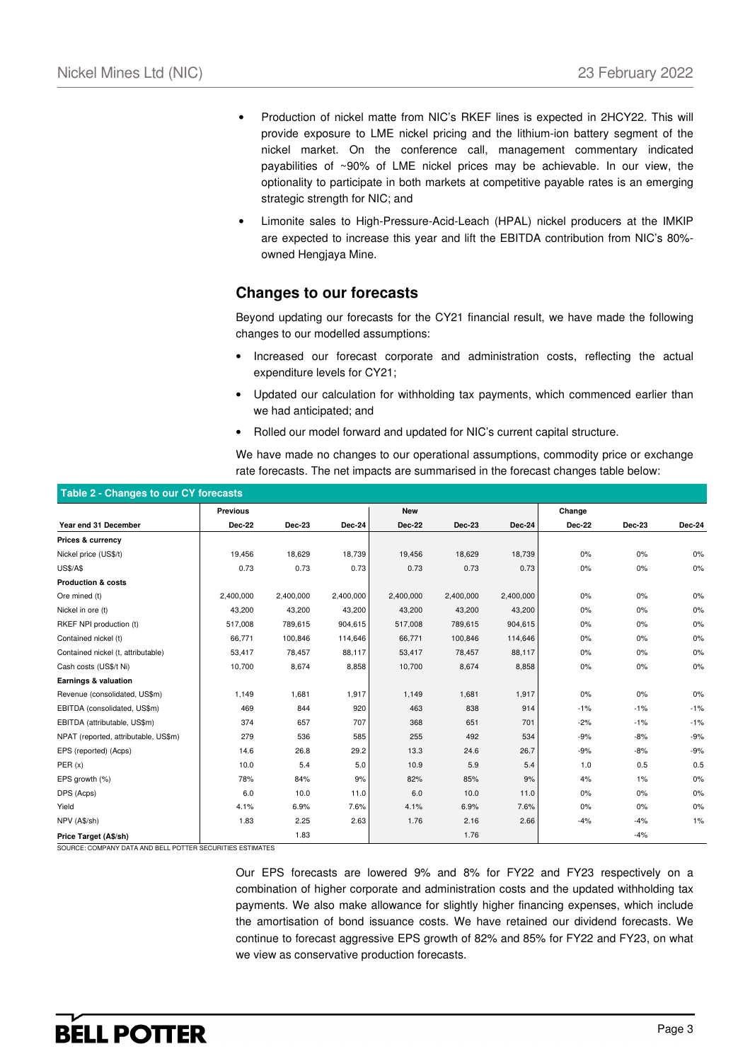- Production of nickel matte from NIC's RKEF lines is expected in 2HCY22. This will provide exposure to LME nickel pricing and the lithium-ion battery segment of the nickel market. On the conference call, management commentary indicated payabilities of ~90% of LME nickel prices may be achievable. In our view, the optionality to participate in both markets at competitive payable rates is an emerging strategic strength for NIC; and
- Limonite sales to High-Pressure-Acid-Leach (HPAL) nickel producers at the IMKIP are expected to increase this year and lift the EBITDA contribution from NIC's 80%-owned Hengjaya Mine.

## Changes to our forecasts

Beyond updating our forecasts for the CY21 financial result, we have made the following changes to our modelled assumptions:

- Increased our forecast corporate and administration costs, reflecting the actual expenditure levels for CY21;
- Updated our calculation for withholding tax payments, which commenced earlier than we had anticipated; and
- Rolled our model forward and updated for NIC's current capital structure.

We have made no changes to our operational assumptions, commodity price or exchange rate forecasts. The net impacts are summarised in the forecast changes table below:

**Table 2 - Changes to our CY forecasts**

| | Previous | | | New | | | Change | | |
|---|---|---|---|---|---|---|---|---|---|
| **Year end 31 December** | **Dec-22** | **Dec-23** | **Dec-24** | **Dec-22** | **Dec-23** | **Dec-24** | **Dec-22** | **Dec-23** | **Dec-24** |
| **Prices & currency** | | | | | | | | | |
| Nickel price (US$/t) | 19,456 | 18,629 | 18,739 | 19,456 | 18,629 | 18,739 | 0% | 0% | 0% |
| US$/A$ | 0.73 | 0.73 | 0.73 | 0.73 | 0.73 | 0.73 | 0% | 0% | 0% |
| **Production & costs** | | | | | | | | | |
| Ore mined (t) | 2,400,000 | 2,400,000 | 2,400,000 | 2,400,000 | 2,400,000 | 2,400,000 | 0% | 0% | 0% |
| Nickel in ore (t) | 43,200 | 43,200 | 43,200 | 43,200 | 43,200 | 43,200 | 0% | 0% | 0% |
| RKEF NPI production (t) | 517,008 | 789,615 | 904,615 | 517,008 | 789,615 | 904,615 | 0% | 0% | 0% |
| Contained nickel (t) | 66,771 | 100,846 | 114,646 | 66,771 | 100,846 | 114,646 | 0% | 0% | 0% |
| Contained nickel (t, attributable) | 53,417 | 78,457 | 88,117 | 53,417 | 78,457 | 88,117 | 0% | 0% | 0% |
| Cash costs (US$/t Ni) | 10,700 | 8,674 | 8,858 | 10,700 | 8,674 | 8,858 | 0% | 0% | 0% |
| **Earnings & valuation** | | | | | | | | | |
| Revenue (consolidated, US$m) | 1,149 | 1,681 | 1,917 | 1,149 | 1,681 | 1,917 | 0% | 0% | 0% |
| EBITDA (consolidated, US$m) | 469 | 844 | 920 | 463 | 838 | 914 | -1% | -1% | -1% |
| EBITDA (attributable, US$m) | 374 | 657 | 707 | 368 | 651 | 701 | -2% | -1% | -1% |
| NPAT (reported, attributable, US$m) | 279 | 536 | 585 | 255 | 492 | 534 | -9% | -8% | -9% |
| EPS (reported) (Acps) | 14.6 | 26.8 | 29.2 | 13.3 | 24.6 | 26.7 | -9% | -8% | -9% |
| PER (x) | 10.0 | 5.4 | 5.0 | 10.9 | 5.9 | 5.4 | 1.0 | 0.5 | 0.5 |
| EPS growth (%) | 78% | 84% | 9% | 82% | 85% | 9% | 4% | 1% | 0% |
| DPS (Acps) | 6.0 | 10.0 | 11.0 | 6.0 | 10.0 | 11.0 | 0% | 0% | 0% |
| Yield | 4.1% | 6.9% | 7.6% | 4.1% | 6.9% | 7.6% | 0% | 0% | 0% |
| NPV (A$/sh) | 1.83 | 2.25 | 2.63 | 1.76 | 2.16 | 2.66 | -4% | -4% | 1% |
| **Price Target (A$/sh)** | | 1.83 | | | 1.76 | | | -4% | |

SOURCE: COMPANY DATA AND BELL POTTER SECURITIES ESTIMATES

Our EPS forecasts are lowered 9% and 8% for FY22 and FY23 respectively on a combination of higher corporate and administration costs and the updated withholding tax payments. We also make allowance for slightly higher financing expenses, which include the amortisation of bond issuance costs. We have retained our dividend forecasts. We continue to forecast aggressive EPS growth of 82% and 85% for FY22 and FY23, on what we view as conservative production forecasts.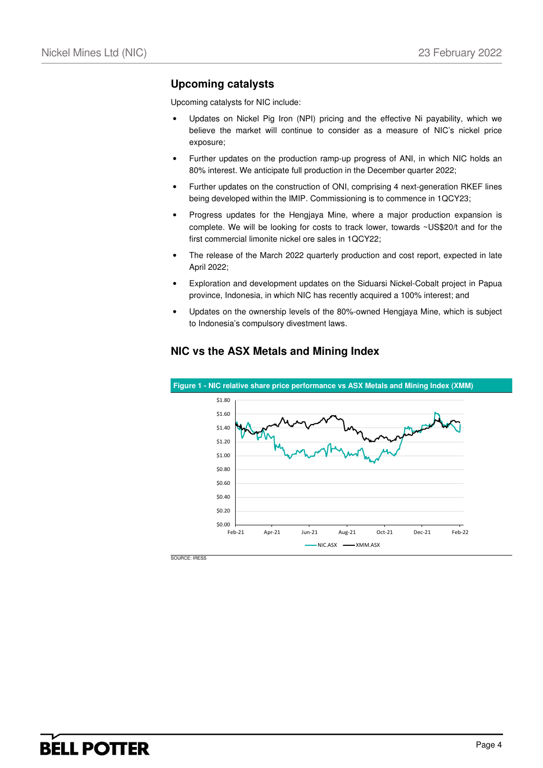## Upcoming catalysts

Upcoming catalysts for NIC include:

- Updates on Nickel Pig Iron (NPI) pricing and the effective Ni payability, which we believe the market will continue to consider as a measure of NIC's nickel price exposure;
- Further updates on the production ramp-up progress of ANI, in which NIC holds an 80% interest. We anticipate full production in the December quarter 2022;
- Further updates on the construction of ONI, comprising 4 next-generation RKEF lines being developed within the IMIP. Commissioning is to commence in 1QCY23;
- Progress updates for the Hengjaya Mine, where a major production expansion is complete. We will be looking for costs to track lower, towards ~US$20/t and for the first commercial limonite nickel ore sales in 1QCY22;
- The release of the March 2022 quarterly production and cost report, expected in late April 2022;
- Exploration and development updates on the Siduarsi Nickel-Cobalt project in Papua province, Indonesia, in which NIC has recently acquired a 100% interest; and
- Updates on the ownership levels of the 80%-owned Hengjaya Mine, which is subject to Indonesia's compulsory divestment laws.

## NIC vs the ASX Metals and Mining Index

**Figure 1 - NIC relative share price performance vs ASX Metals and Mining Index (XMM)**

SOURCE: IRESS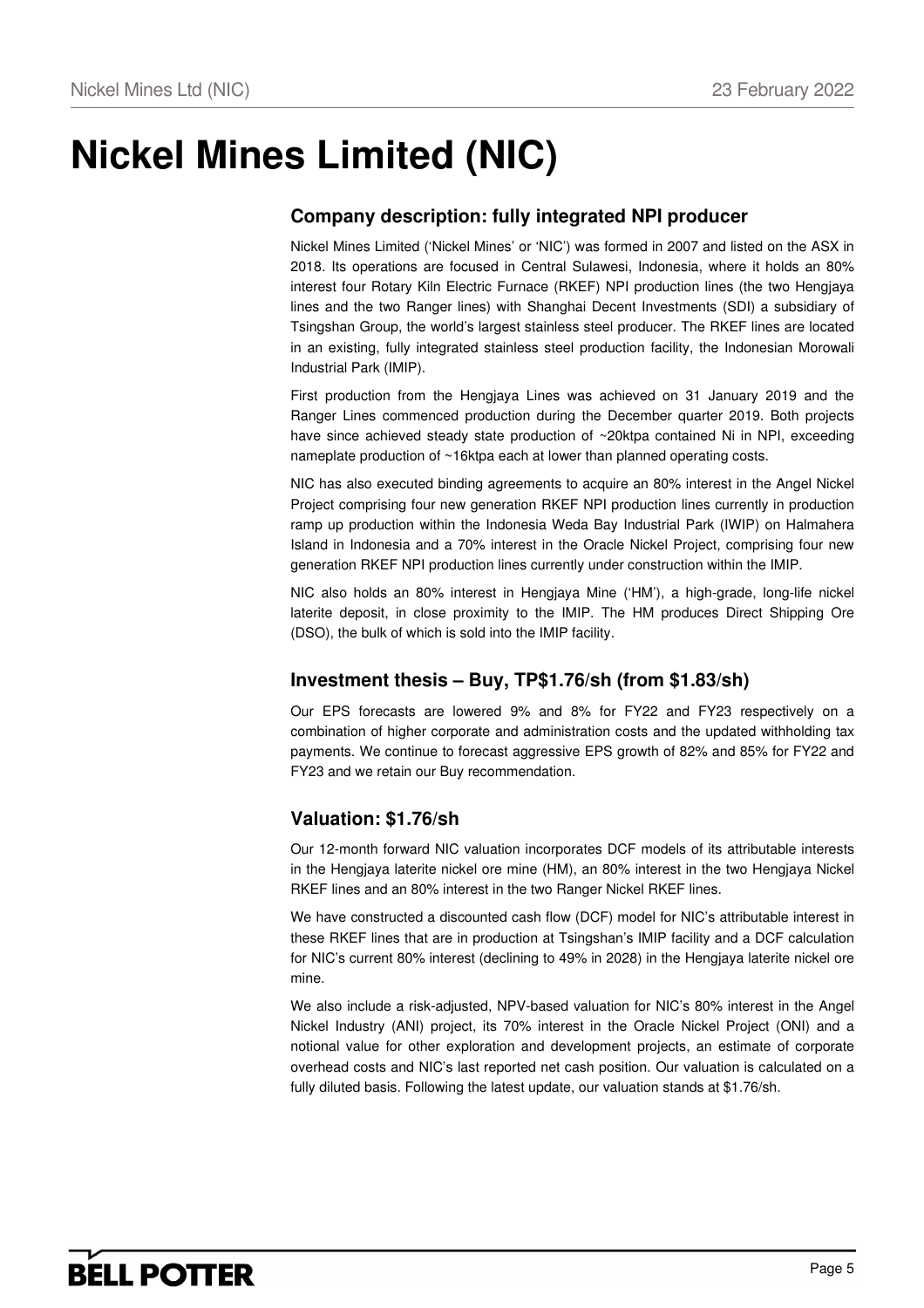# Nickel Mines Limited (NIC)

## Company description: fully integrated NPI producer

Nickel Mines Limited ('Nickel Mines' or 'NIC') was formed in 2007 and listed on the ASX in 2018. Its operations are focused in Central Sulawesi, Indonesia, where it holds an 80% interest four Rotary Kiln Electric Furnace (RKEF) NPI production lines (the two Hengjaya lines and the two Ranger lines) with Shanghai Decent Investments (SDI) a subsidiary of Tsingshan Group, the world's largest stainless steel producer. The RKEF lines are located in an existing, fully integrated stainless steel production facility, the Indonesian Morowali Industrial Park (IMIP).

First production from the Hengjaya Lines was achieved on 31 January 2019 and the Ranger Lines commenced production during the December quarter 2019. Both projects have since achieved steady state production of ~20ktpa contained Ni in NPI, exceeding nameplate production of ~16ktpa each at lower than planned operating costs.

NIC has also executed binding agreements to acquire an 80% interest in the Angel Nickel Project comprising four new generation RKEF NPI production lines currently in production ramp up production within the Indonesia Weda Bay Industrial Park (IWIP) on Halmahera Island in Indonesia and a 70% interest in the Oracle Nickel Project, comprising four new generation RKEF NPI production lines currently under construction within the IMIP.

NIC also holds an 80% interest in Hengjaya Mine ('HM'), a high-grade, long-life nickel laterite deposit, in close proximity to the IMIP. The HM produces Direct Shipping Ore (DSO), the bulk of which is sold into the IMIP facility.

## Investment thesis – Buy, TP$1.76/sh (from $1.83/sh)

Our EPS forecasts are lowered 9% and 8% for FY22 and FY23 respectively on a combination of higher corporate and administration costs and the updated withholding tax payments. We continue to forecast aggressive EPS growth of 82% and 85% for FY22 and FY23 and we retain our Buy recommendation.

## Valuation: $1.76/sh

Our 12-month forward NIC valuation incorporates DCF models of its attributable interests in the Hengjaya laterite nickel ore mine (HM), an 80% interest in the two Hengjaya Nickel RKEF lines and an 80% interest in the two Ranger Nickel RKEF lines.

We have constructed a discounted cash flow (DCF) model for NIC's attributable interest in these RKEF lines that are in production at Tsingshan's IMIP facility and a DCF calculation for NIC's current 80% interest (declining to 49% in 2028) in the Hengjaya laterite nickel ore mine.

We also include a risk-adjusted, NPV-based valuation for NIC's 80% interest in the Angel Nickel Industry (ANI) project, its 70% interest in the Oracle Nickel Project (ONI) and a notional value for other exploration and development projects, an estimate of corporate overhead costs and NIC's last reported net cash position. Our valuation is calculated on a fully diluted basis. Following the latest update, our valuation stands at $1.76/sh.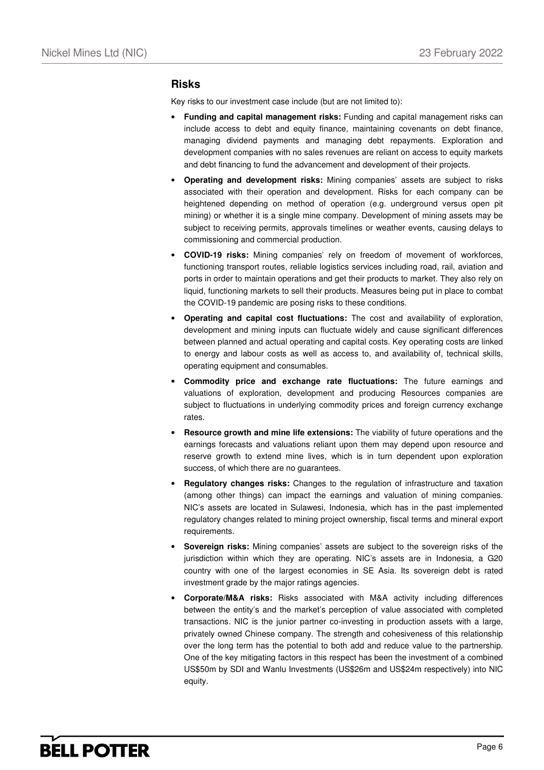## Risks

Key risks to our investment case include (but are not limited to):

- **Funding and capital management risks:** Funding and capital management risks can include access to debt and equity finance, maintaining covenants on debt finance, managing dividend payments and managing debt repayments. Exploration and development companies with no sales revenues are reliant on access to equity markets and debt financing to fund the advancement and development of their projects.
- **Operating and development risks:** Mining companies' assets are subject to risks associated with their operation and development. Risks for each company can be heightened depending on method of operation (e.g. underground versus open pit mining) or whether it is a single mine company. Development of mining assets may be subject to receiving permits, approvals timelines or weather events, causing delays to commissioning and commercial production.
- **COVID-19 risks:** Mining companies' rely on freedom of movement of workforces, functioning transport routes, reliable logistics services including road, rail, aviation and ports in order to maintain operations and get their products to market. They also rely on liquid, functioning markets to sell their products. Measures being put in place to combat the COVID-19 pandemic are posing risks to these conditions.
- **Operating and capital cost fluctuations:** The cost and availability of exploration, development and mining inputs can fluctuate widely and cause significant differences between planned and actual operating and capital costs. Key operating costs are linked to energy and labour costs as well as access to, and availability of, technical skills, operating equipment and consumables.
- **Commodity price and exchange rate fluctuations:** The future earnings and valuations of exploration, development and producing Resources companies are subject to fluctuations in underlying commodity prices and foreign currency exchange rates.
- **Resource growth and mine life extensions:** The viability of future operations and the earnings forecasts and valuations reliant upon them may depend upon resource and reserve growth to extend mine lives, which is in turn dependent upon exploration success, of which there are no guarantees.
- **Regulatory changes risks:** Changes to the regulation of infrastructure and taxation (among other things) can impact the earnings and valuation of mining companies. NIC's assets are located in Sulawesi, Indonesia, which has in the past implemented regulatory changes related to mining project ownership, fiscal terms and mineral export requirements.
- **Sovereign risks:** Mining companies' assets are subject to the sovereign risks of the jurisdiction within which they are operating. NIC's assets are in Indonesia, a G20 country with one of the largest economies in SE Asia. Its sovereign debt is rated investment grade by the major ratings agencies.
- **Corporate/M&A risks:** Risks associated with M&A activity including differences between the entity's and the market's perception of value associated with completed transactions. NIC is the junior partner co-investing in production assets with a large, privately owned Chinese company. The strength and cohesiveness of this relationship over the long term has the potential to both add and reduce value to the partnership. One of the key mitigating factors in this respect has been the investment of a combined US$50m by SDI and Wanlu Investments (US$26m and US$24m respectively) into NIC equity.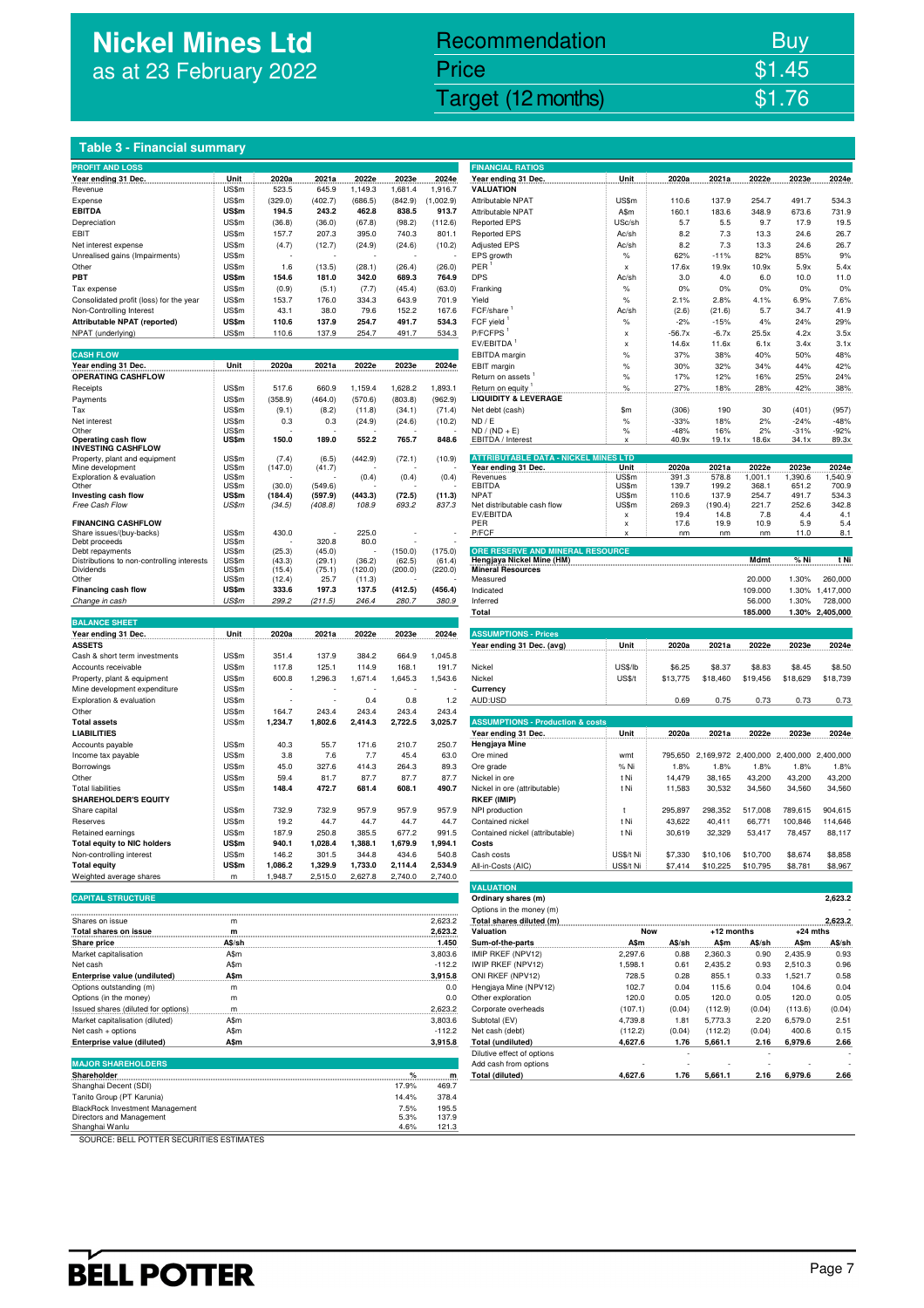# Nickel Mines Ltd
as at 23 February 2022

| Recommendation | Buy |
|---|---|
| Price | $1.45 |
| Target (12 months) | $1.76 |

## Table 3 - Financial summary

### PROFIT AND LOSS

| Year ending 31 Dec. | Unit | 2020a | 2021a | 2022e | 2023e | 2024e |
|---|---|---|---|---|---|---|
| Revenue | US$m | 523.5 | 645.9 | 1,149.3 | 1,681.4 | 1,916.7 |
| Expense | US$m | (329.0) | (402.7) | (686.5) | (842.9) | (1,002.9) |
| **EBITDA** | **US$m** | **194.5** | **243.2** | **462.8** | **838.5** | **913.7** |
| Depreciation | US$m | (36.8) | (36.0) | (67.8) | (98.2) | (112.6) |
| EBIT | US$m | 157.7 | 207.3 | 395.0 | 740.3 | 801.1 |
| Net interest expense | US$m | (4.7) | (12.7) | (24.9) | (24.6) | (10.2) |
| Unrealised gains (Impairments) | US$m | - | - | - | - | - |
| Other | US$m | 1.6 | (13.5) | (28.1) | (26.4) | (26.0) |
| **PBT** | **US$m** | **154.6** | **181.0** | **342.0** | **689.3** | **764.9** |
| Tax expense | US$m | (0.9) | (5.1) | (7.7) | (45.4) | (63.0) |
| Consolidated profit (loss) for the year | US$m | 153.7 | 176.0 | 334.3 | 643.9 | 701.9 |
| Non-Controlling Interest | US$m | 43.1 | 38.0 | 79.6 | 152.2 | 167.6 |
| **Attributable NPAT (reported)** | **US$m** | **110.6** | **137.9** | **254.7** | **491.7** | **534.3** |
| NPAT (underlying) | US$m | 110.6 | 137.9 | 254.7 | 491.7 | 534.3 |

### CASH FLOW

| Year ending 31 Dec. | Unit | 2020a | 2021a | 2022e | 2023e | 2024e |
|---|---|---|---|---|---|---|
| **OPERATING CASHFLOW** | | | | | | |
| Receipts | US$m | 517.6 | 660.9 | 1,159.4 | 1,628.2 | 1,893.1 |
| Payments | US$m | (358.9) | (464.0) | (570.6) | (803.8) | (962.9) |
| Tax | US$m | (9.1) | (8.2) | (11.8) | (34.1) | (71.4) |
| Net interest | US$m | 0.3 | 0.3 | (24.9) | (24.6) | (10.2) |
| Other | US$m | - | - | - | - | - |
| **Operating cash flow** | **US$m** | **150.0** | **189.0** | **552.2** | **765.7** | **848.6** |
| **INVESTING CASHFLOW** | | | | | | |
| Property, plant and equipment | US$m | (7.4) | (6.5) | (442.9) | (72.1) | (10.9) |
| Mine development | US$m | (147.0) | (41.7) | - | - | - |
| Exploration & evaluation | US$m | - | - | (0.4) | (0.4) | (0.4) |
| Other | US$m | (30.0) | (549.6) | - | - | - |
| **Investing cash flow** | **US$m** | **(184.4)** | **(597.9)** | **(443.3)** | **(72.5)** | **(11.3)** |
| *Free Cash Flow* | *US$m* | *(34.5)* | *(408.8)* | *108.9* | *693.2* | *837.3* |
| **FINANCING CASHFLOW** | | | | | | |
| Share issues/(buy-backs) | US$m | 430.0 | - | 225.0 | - | - |
| Debt proceeds | US$m | - | 320.8 | 80.0 | - | - |
| Debt repayments | US$m | (25.3) | (45.0) | - | (150.0) | (175.0) |
| Distributions to non-controlling interests | US$m | (43.3) | (29.1) | (36.2) | (62.5) | (61.4) |
| Dividends | US$m | (15.4) | (75.1) | (120.0) | (200.0) | (220.0) |
| Other | US$m | (12.4) | 25.7 | (11.3) | - | - |
| **Financing cash flow** | **US$m** | **333.6** | **197.3** | **137.5** | **(412.5)** | **(456.4)** |
| *Change in cash* | *US$m* | *299.2* | *(211.5)* | *246.4* | *280.7* | *380.9* |

### BALANCE SHEET

| Year ending 31 Dec. | Unit | 2020a | 2021a | 2022e | 2023e | 2024e |
|---|---|---|---|---|---|---|
| **ASSETS** | | | | | | |
| Cash & short term investments | US$m | 351.4 | 137.9 | 384.2 | 664.9 | 1,045.8 |
| Accounts receivable | US$m | 117.8 | 125.1 | 114.9 | 168.1 | 191.7 |
| Property, plant & equipment | US$m | 600.8 | 1,296.3 | 1,671.4 | 1,645.3 | 1,543.6 |
| Mine development expenditure | US$m | - | - | - | - | - |
| Exploration & evaluation | US$m | - | - | 0.4 | 0.8 | 1.2 |
| Other | US$m | 164.7 | 243.4 | 243.4 | 243.4 | 243.4 |
| **Total assets** | **US$m** | **1,234.7** | **1,802.6** | **2,414.3** | **2,722.5** | **3,025.7** |
| **LIABILITIES** | | | | | | |
| Accounts payable | US$m | 40.3 | 55.7 | 171.6 | 210.7 | 250.7 |
| Income tax payable | US$m | 3.8 | 7.6 | 7.7 | 45.4 | 63.0 |
| Borrowings | US$m | 45.0 | 327.6 | 414.3 | 264.3 | 89.3 |
| Other | US$m | 59.4 | 81.7 | 87.7 | 87.7 | 87.7 |
| Total liabilities | US$m | 148.4 | 472.7 | 681.4 | 608.1 | 490.7 |
| **SHAREHOLDER'S EQUITY** | | | | | | |
| Share capital | US$m | 732.9 | 732.9 | 957.9 | 957.9 | 957.9 |
| Reserves | US$m | 19.2 | 44.7 | 44.7 | 44.7 | 44.7 |
| Retained earnings | US$m | 187.9 | 250.8 | 385.5 | 677.2 | 991.5 |
| **Total equity to NIC holders** | **US$m** | **940.1** | **1,028.4** | **1,388.1** | **1,679.9** | **1,994.1** |
| Non-controlling interest | US$m | 146.2 | 301.5 | 344.8 | 434.6 | 540.8 |
| **Total equity** | **US$m** | **1,086.2** | **1,329.9** | **1,733.0** | **2,114.4** | **2,534.9** |
| Weighted average shares | m | 1,948.7 | 2,515.0 | 2,627.8 | 2,740.0 | 2,740.0 |

### CAPITAL STRUCTURE

| | | |
|---|---|---|
| Shares on issue | m | 2,623.2 |
| **Total shares on issue** | **m** | **2,623.2** |
| **Share price** | **A$/sh** | **1.450** |
| Market capitalisation | A$m | 3,803.6 |
| Net cash | A$m | -112.2 |
| **Enterprise value (undiluted)** | **A$m** | **3,915.8** |
| Options outstanding (m) | m | 0.0 |
| Options (in the money) | m | 0.0 |
| Issued shares (diluted for options) | m | 2,623.2 |
| Market capitalisation (diluted) | A$m | 3,803.6 |
| Net cash + options | A$m | -112.2 |
| **Enterprise value (diluted)** | **A$m** | **3,915.8** |

### MAJOR SHAREHOLDERS

| Shareholder | % | m |
|---|---|---|
| Shanghai Decent (SDI) | 17.9% | 469.7 |
| Tanito Group (PT Karunia) | 14.4% | 378.4 |
| BlackRock Investment Management | 7.5% | 195.5 |
| Directors and Management | 5.3% | 137.9 |
| Shanghai Wanlu | 4.6% | 121.3 |

### FINANCIAL RATIOS

| Year ending 31 Dec. | Unit | 2020a | 2021a | 2022e | 2023e | 2024e |
|---|---|---|---|---|---|---|
| **VALUATION** | | | | | | |
| Attributable NPAT | US$m | 110.6 | 137.9 | 254.7 | 491.7 | 534.3 |
| Attributable NPAT | A$m | 160.1 | 183.6 | 348.9 | 673.6 | 731.9 |
| Reported EPS | USc/sh | 5.7 | 5.5 | 9.7 | 17.9 | 19.5 |
| Reported EPS | Ac/sh | 8.2 | 7.3 | 13.3 | 24.6 | 26.7 |
| Adjusted EPS | Ac/sh | 8.2 | 7.3 | 13.3 | 24.6 | 26.7 |
| EPS growth | % | 62% | -11% | 82% | 85% | 9% |
| PER [1] | x | 17.6x | 19.9x | 10.9x | 5.9x | 5.4x |
| DPS | Ac/sh | 3.0 | 4.0 | 6.0 | 10.0 | 11.0 |
| Franking | % | 0% | 0% | 0% | 0% | 0% |
| Yield | % | 2.1% | 2.8% | 4.1% | 6.9% | 7.6% |
| FCF/share [1] | Ac/sh | (2.6) | (21.6) | 5.7 | 34.7 | 41.9 |
| FCF yield [1] | % | -2% | -15% | 4% | 24% | 29% |
| P/FCFPS [1] | x | -56.7x | -6.7x | 25.5x | 4.2x | 3.5x |
| EV/EBITDA [1] | x | 14.6x | 11.6x | 6.1x | 3.4x | 3.1x |
| EBITDA margin | % | 37% | 38% | 40% | 50% | 48% |
| EBIT margin | % | 30% | 32% | 34% | 44% | 42% |
| Return on assets [1] | % | 17% | 12% | 16% | 25% | 24% |
| Return on equity [1] | % | 27% | 18% | 28% | 42% | 38% |
| **LIQUIDITY & LEVERAGE** | | | | | | |
| Net debt (cash) | $m | (306) | 190 | 30 | (401) | (957) |
| ND / E | % | -33% | 18% | 2% | -24% | -48% |
| ND / (ND + E) | % | -48% | 16% | 2% | -31% | -92% |
| EBITDA / Interest | x | 40.9x | 19.1x | 18.6x | 34.1x | 89.3x |

### ATTRIBUTABLE DATA - NICKEL MINES LTD

| Year ending 31 Dec. | Unit | 2020a | 2021a | 2022e | 2023e | 2024e |
|---|---|---|---|---|---|---|
| Revenues | US$m | 391.3 | 578.8 | 1,001.1 | 1,390.6 | 1,540.9 |
| EBITDA | US$m | 139.7 | 199.2 | 368.1 | 651.2 | 700.9 |
| NPAT | US$m | 110.6 | 137.9 | 254.7 | 491.7 | 534.3 |
| Net distributable cash flow | US$m | 269.3 | (190.4) | 221.7 | 252.6 | 342.8 |
| EV/EBITDA | x | 19.4 | 14.8 | 7.8 | 4.4 | 4.1 |
| PER | x | 17.6 | 19.9 | 10.9 | 5.9 | 5.4 |
| P/FCF | x | nm | nm | nm | 11.0 | 8.1 |

### ORE RESERVE AND MINERAL RESOURCE

| Hengjaya Nickel Mine (HM) | Mdmt | % Ni | t Ni |
|---|---|---|---|
| **Mineral Resources** | | | |
| Measured | 20.000 | 1.30% | 260,000 |
| Indicated | 109.000 | 1.30% | 1,417,000 |
| Inferred | 56.000 | 1.30% | 728,000 |
| **Total** | **185.000** | **1.30%** | **2,405,000** |

### ASSUMPTIONS - Prices

| Year ending 31 Dec. (avg) | Unit | 2020a | 2021a | 2022e | 2023e | 2024e |
|---|---|---|---|---|---|---|
| Nickel | US$/lb | $6.25 | $8.37 | $8.83 | $8.45 | $8.50 |
| Nickel | US$/t | $13,775 | $18,460 | $19,456 | $18,629 | $18,739 |
| **Currency** | | | | | | |
| AUD:USD | | 0.69 | 0.75 | 0.73 | 0.73 | 0.73 |

### ASSUMPTIONS - Production & costs

| Year ending 31 Dec. | Unit | 2020a | 2021a | 2022e | 2023e | 2024e |
|---|---|---|---|---|---|---|
| **Hengjaya Mine** | | | | | | |
| Ore mined | wmt | 795,650 | 2,169,972 | 2,400,000 | 2,400,000 | 2,400,000 |
| Ore grade | % Ni | 1.8% | 1.8% | 1.8% | 1.8% | 1.8% |
| Nickel in ore | t Ni | 14,479 | 38,165 | 43,200 | 43,200 | 43,200 |
| Nickel in ore (attributable) | t Ni | 11,583 | 30,532 | 34,560 | 34,560 | 34,560 |
| **RKEF (IMIP)** | | | | | | |
| NPI production | t | 295,897 | 298,352 | 517,008 | 789,615 | 904,615 |
| Contained nickel | t Ni | 43,622 | 40,411 | 66,771 | 100,846 | 114,646 |
| Contained nickel (attributable) | t Ni | 30,619 | 32,329 | 53,417 | 78,457 | 88,117 |
| **Costs** | | | | | | |
| Cash costs | US$/t Ni | $7,330 | $10,106 | $10,700 | $8,674 | $8,858 |
| All-in-Costs (AIC) | US$/t Ni | $7,414 | $10,225 | $10,795 | $8,781 | $8,967 |

### VALUATION

| | |
|---|---|
| **Ordinary shares (m)** | **2,623.2** |
| Options in the money (m) | - |
| **Total shares diluted (m)** | **2,623.2** |

| Valuation | Now A$m | Now A$/sh | +12 months A$m | +12 months A$/sh | +24 mths A$m | +24 mths A$/sh |
|---|---|---|---|---|---|---|
| Sum-of-the-parts | | | | | | |
| IMIP RKEF (NPV12) | 2,297.6 | 0.88 | 2,360.3 | 0.90 | 2,435.9 | 0.93 |
| IWIP RKEF (NPV12) | 1,598.1 | 0.61 | 2,435.2 | 0.93 | 2,510.3 | 0.96 |
| ONI RKEF (NPV12) | 728.5 | 0.28 | 855.1 | 0.33 | 1,521.7 | 0.58 |
| Hengjaya Mine (NPV12) | 102.7 | 0.04 | 115.6 | 0.04 | 104.6 | 0.04 |
| Other exploration | 120.0 | 0.05 | 120.0 | 0.05 | 120.0 | 0.05 |
| Corporate overheads | (107.1) | (0.04) | (112.9) | (0.04) | (113.6) | (0.04) |
| Subtotal (EV) | 4,739.8 | 1.81 | 5,773.3 | 2.20 | 6,579.0 | 2.51 |
| Net cash (debt) | (112.2) | (0.04) | (112.2) | (0.04) | 400.6 | 0.15 |
| **Total (undiluted)** | **4,627.6** | **1.76** | **5,661.1** | **2.16** | **6,979.6** | **2.66** |
| Dilutive effect of options | | - | | - | | - |
| Add cash from options | - | - | - | - | - | - |
| **Total (diluted)** | **4,627.6** | **1.76** | **5,661.1** | **2.16** | **6,979.6** | **2.66** |

SOURCE: BELL POTTER SECURITIES ESTIMATES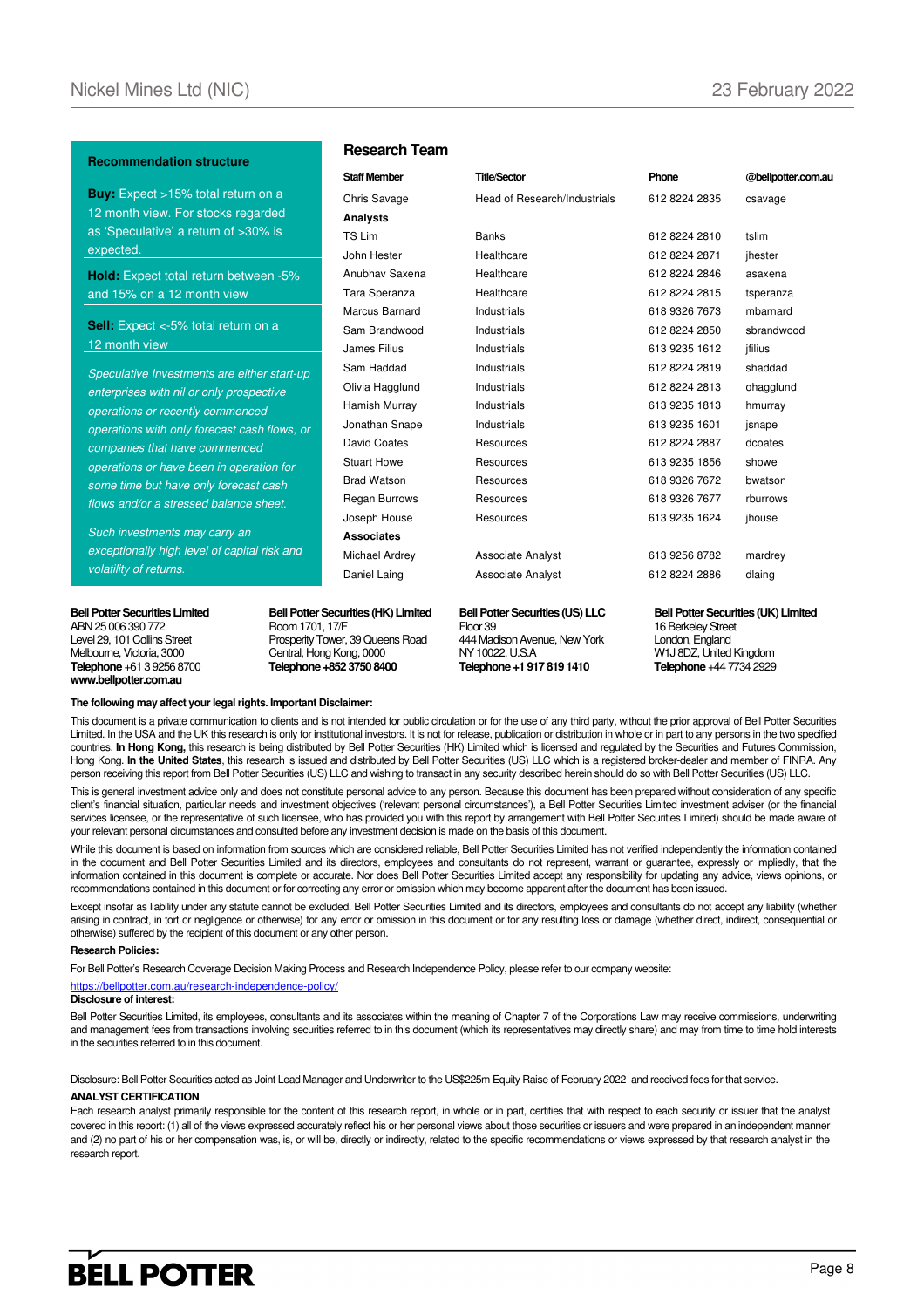**Recommendation structure**

**Buy:** Expect >15% total return on a 12 month view. For stocks regarded as 'Speculative' a return of >30% is expected.

**Hold:** Expect total return between -5% and 15% on a 12 month view

**Sell:** Expect <-5% total return on a 12 month view

*Speculative Investments are either start-up enterprises with nil or only prospective operations or recently commenced operations with only forecast cash flows, or companies that have commenced operations or have been in operation for some time but have only forecast cash flows and/or a stressed balance sheet.*

*Such investments may carry an exceptionally high level of capital risk and volatility of returns.*

## Research Team

| Staff Member | Title/Sector | Phone | @bellpotter.com.au |
|---|---|---|---|
| Chris Savage | Head of Research/Industrials | 612 8224 2835 | csavage |
| **Analysts** | | | |
| TS Lim | Banks | 612 8224 2810 | tslim |
| John Hester | Healthcare | 612 8224 2871 | jhester |
| Anubhav Saxena | Healthcare | 612 8224 2846 | asaxena |
| Tara Speranza | Healthcare | 612 8224 2815 | tsperanza |
| Marcus Barnard | Industrials | 618 9326 7673 | mbarnard |
| Sam Brandwood | Industrials | 612 8224 2850 | sbrandwood |
| James Filius | Industrials | 613 9235 1612 | jfilius |
| Sam Haddad | Industrials | 612 8224 2819 | shaddad |
| Olivia Hagglund | Industrials | 612 8224 2813 | ohagglund |
| Hamish Murray | Industrials | 613 9235 1813 | hmurray |
| Jonathan Snape | Industrials | 613 9235 1601 | jsnape |
| David Coates | Resources | 612 8224 2887 | dcoates |
| Stuart Howe | Resources | 613 9235 1856 | showe |
| Brad Watson | Resources | 618 9326 7672 | bwatson |
| Regan Burrows | Resources | 618 9326 7677 | rburrows |
| Joseph House | Resources | 613 9235 1624 | jhouse |
| **Associates** | | | |
| Michael Ardrey | Associate Analyst | 613 9256 8782 | mardrey |
| Daniel Laing | Associate Analyst | 612 8224 2886 | dlaing |

**Bell Potter Securities Limited**
ABN 25 006 390 772
Level 29, 101 Collins Street
Melbourne, Victoria, 3000
**Telephone** +61 3 9256 8700
**www.bellpotter.com.au**

**Bell Potter Securities (HK) Limited**
Room 1701, 17/F
Prosperity Tower, 39 Queens Road
Central, Hong Kong, 0000
**Telephone +852 3750 8400**

**Bell Potter Securities (US) LLC**
Floor 39
444 Madison Avenue, New York
NY 10022, U.S.A
**Telephone +1 917 819 1410**

**Bell Potter Securities (UK) Limited**
16 Berkeley Street
London, England
W1J 8DZ, United Kingdom
**Telephone** +44 7734 2929

**The following may affect your legal rights. Important Disclaimer:**

This document is a private communication to clients and is not intended for public circulation or for the use of any third party, without the prior approval of Bell Potter Securities Limited. In the USA and the UK this research is only for institutional investors. It is not for release, publication or distribution in whole or in part to any persons in the two specified countries. **In Hong Kong,** this research is being distributed by Bell Potter Securities (HK) Limited which is licensed and regulated by the Securities and Futures Commission, Hong Kong. **In the United States**, this research is issued and distributed by Bell Potter Securities (US) LLC which is a registered broker-dealer and member of FINRA. Any person receiving this report from Bell Potter Securities (US) LLC and wishing to transact in any security described herein should do so with Bell Potter Securities (US) LLC.

This is general investment advice only and does not constitute personal advice to any person. Because this document has been prepared without consideration of any specific client's financial situation, particular needs and investment objectives ('relevant personal circumstances'), a Bell Potter Securities Limited investment adviser (or the financial services licensee, or the representative of such licensee, who has provided you with this report by arrangement with Bell Potter Securities Limited) should be made aware of your relevant personal circumstances and consulted before any investment decision is made on the basis of this document.

While this document is based on information from sources which are considered reliable, Bell Potter Securities Limited has not verified independently the information contained in the document and Bell Potter Securities Limited and its directors, employees and consultants do not represent, warrant or guarantee, expressly or impliedly, that the information contained in this document is complete or accurate. Nor does Bell Potter Securities Limited accept any responsibility for updating any advice, views opinions, or recommendations contained in this document or for correcting any error or omission which may become apparent after the document has been issued.

Except insofar as liability under any statute cannot be excluded. Bell Potter Securities Limited and its directors, employees and consultants do not accept any liability (whether arising in contract, in tort or negligence or otherwise) for any error or omission in this document or for any resulting loss or damage (whether direct, indirect, consequential or otherwise) suffered by the recipient of this document or any other person.

**Research Policies:**

For Bell Potter's Research Coverage Decision Making Process and Research Independence Policy, please refer to our company website:

https://bellpotter.com.au/research-independence-policy/

**Disclosure of interest:**

Bell Potter Securities Limited, its employees, consultants and its associates within the meaning of Chapter 7 of the Corporations Law may receive commissions, underwriting and management fees from transactions involving securities referred to in this document (which its representatives may directly share) and may from time to time hold interests in the securities referred to in this document.

Disclosure: Bell Potter Securities acted as Joint Lead Manager and Underwriter to the US$225m Equity Raise of February 2022 and received fees for that service.

**ANALYST CERTIFICATION**

Each research analyst primarily responsible for the content of this research report, in whole or in part, certifies that with respect to each security or issuer that the analyst covered in this report: (1) all of the views expressed accurately reflect his or her personal views about those securities or issuers and were prepared in an independent manner and (2) no part of his or her compensation was, is, or will be, directly or indirectly, related to the specific recommendations or views expressed by that research analyst in the research report.